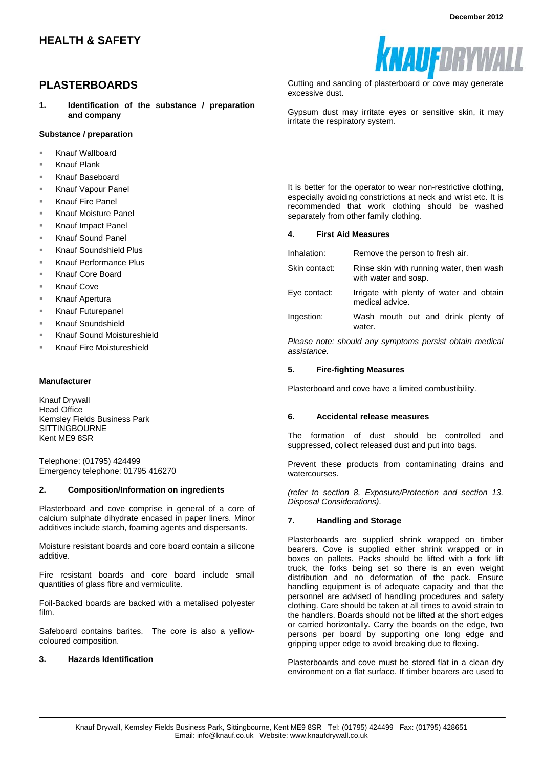# HEALTH & SAFETY

December 2012

## PLASTERBOARDS

### 1. Identification of the substance / preparation and company

**Substance / preparation**

- Knauf Wallboard
- Knauf Plank
- Knauf Baseboard
- Knauf Vapour Panel
- Knauf Fire Panel
- Knauf Moisture Panel
- Knauf Impact Panel
- Knauf Sound Panel
- Knauf Soundshield Plus
- Knauf Performance Plus
- Knauf Core Board
- Knauf Cove
- Knauf Apertura
- Knauf Futurepanel
- Knauf Soundshield
- Knauf Sound Moistureshield
- Knauf Fire Moistureshield

**Manufacturer**

Knauf Drywall
Head Office
Kemsley Fields Business Park
SITTINGBOURNE
Kent ME9 8SR

Telephone: (01795) 424499
Emergency telephone: 01795 416270

### 2. Composition/Information on ingredients

Plasterboard and cove comprise in general of a core of calcium sulphate dihydrate encased in paper liners. Minor additives include starch, foaming agents and dispersants.

Moisture resistant boards and core board contain a silicone additive.

Fire resistant boards and core board include small quantities of glass fibre and vermiculite.

Foil-Backed boards are backed with a metalised polyester film.

Safeboard contains barites. The core is also a yellow-coloured composition.

### 3. Hazards Identification

Cutting and sanding of plasterboard or cove may generate excessive dust.

Gypsum dust may irritate eyes or sensitive skin, it may irritate the respiratory system.

It is better for the operator to wear non-restrictive clothing, especially avoiding constrictions at neck and wrist etc. It is recommended that work clothing should be washed separately from other family clothing.

### 4. First Aid Measures

| | |
|---|---|
| Inhalation: | Remove the person to fresh air. |
| Skin contact: | Rinse skin with running water, then wash with water and soap. |
| Eye contact: | Irrigate with plenty of water and obtain medical advice. |
| Ingestion: | Wash mouth out and drink plenty of water. |

*Please note: should any symptoms persist obtain medical assistance.*

### 5. Fire-fighting Measures

Plasterboard and cove have a limited combustibility.

### 6. Accidental release measures

The formation of dust should be controlled and suppressed, collect released dust and put into bags.

Prevent these products from contaminating drains and watercourses.

*(refer to section 8, Exposure/Protection and section 13. Disposal Considerations).*

### 7. Handling and Storage

Plasterboards are supplied shrink wrapped on timber bearers. Cove is supplied either shrink wrapped or in boxes on pallets. Packs should be lifted with a fork lift truck, the forks being set so there is an even weight distribution and no deformation of the pack. Ensure handling equipment is of adequate capacity and that the personnel are advised of handling procedures and safety clothing. Care should be taken at all times to avoid strain to the handlers. Boards should not be lifted at the short edges or carried horizontally. Carry the boards on the edge, two persons per board by supporting one long edge and gripping upper edge to avoid breaking due to flexing.

Plasterboards and cove must be stored flat in a clean dry environment on a flat surface. If timber bearers are used to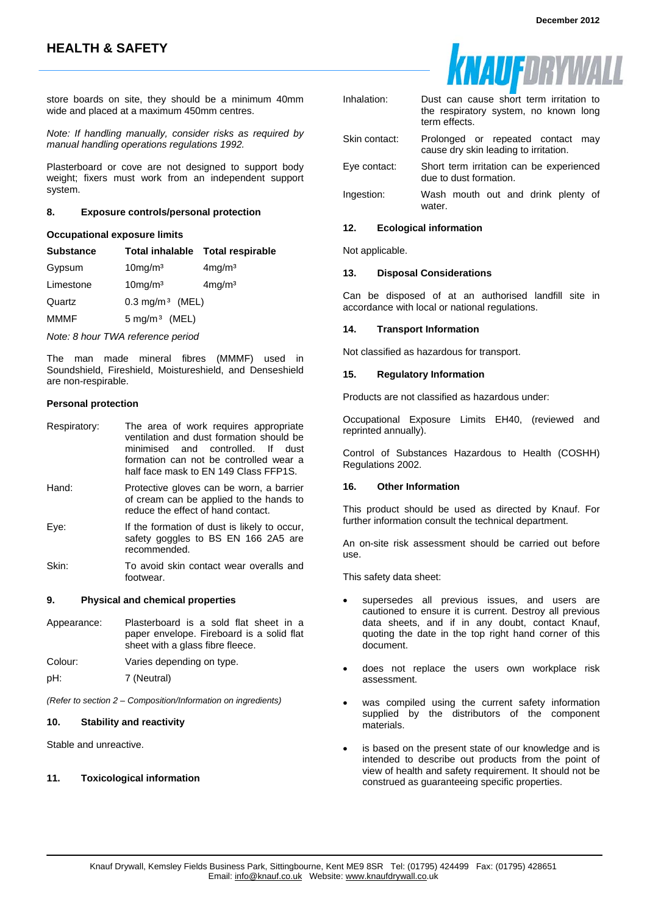store boards on site, they should be a minimum 40mm wide and placed at a maximum 450mm centres.

*Note: If handling manually, consider risks as required by manual handling operations regulations 1992.*

Plasterboard or cove are not designed to support body weight; fixers must work from an independent support system.

## 8. Exposure controls/personal protection

### Occupational exposure limits

| Substance | Total inhalable | Total respirable |
|---|---|---|
| Gypsum | 10mg/m³ | 4mg/m³ |
| Limestone | 10mg/m³ | 4mg/m³ |
| Quartz | 0.3 mg/m³ (MEL) | |
| MMMF | 5 mg/m³ (MEL) | |

*Note: 8 hour TWA reference period*

The man made mineral fibres (MMMF) used in Soundshield, Fireshield, Moistureshield, and Denseshield are non-respirable.

### Personal protection

| | |
|---|---|
| Respiratory: | The area of work requires appropriate ventilation and dust formation should be minimised and controlled. If dust formation can not be controlled wear a half face mask to EN 149 Class FFP1S. |
| Hand: | Protective gloves can be worn, a barrier of cream can be applied to the hands to reduce the effect of hand contact. |
| Eye: | If the formation of dust is likely to occur, safety goggles to BS EN 166 2A5 are recommended. |
| Skin: | To avoid skin contact wear overalls and footwear. |

## 9. Physical and chemical properties

| | |
|---|---|
| Appearance: | Plasterboard is a sold flat sheet in a paper envelope. Fireboard is a solid flat sheet with a glass fibre fleece. |
| Colour: | Varies depending on type. |
| pH: | 7 (Neutral) |

*(Refer to section 2 – Composition/Information on ingredients)*

## 10. Stability and reactivity

Stable and unreactive.

## 11. Toxicological information

| | |
|---|---|
| Inhalation: | Dust can cause short term irritation to the respiratory system, no known long term effects. |
| Skin contact: | Prolonged or repeated contact may cause dry skin leading to irritation. |
| Eye contact: | Short term irritation can be experienced due to dust formation. |
| Ingestion: | Wash mouth out and drink plenty of water. |

## 12. Ecological information

Not applicable.

## 13. Disposal Considerations

Can be disposed of at an authorised landfill site in accordance with local or national regulations.

## 14. Transport Information

Not classified as hazardous for transport.

## 15. Regulatory Information

Products are not classified as hazardous under:

Occupational Exposure Limits EH40, (reviewed and reprinted annually).

Control of Substances Hazardous to Health (COSHH) Regulations 2002.

## 16. Other Information

This product should be used as directed by Knauf. For further information consult the technical department.

An on-site risk assessment should be carried out before use.

This safety data sheet:

- supersedes all previous issues, and users are cautioned to ensure it is current. Destroy all previous data sheets, and if in any doubt, contact Knauf, quoting the date in the top right hand corner of this document.
- does not replace the users own workplace risk assessment.
- was compiled using the current safety information supplied by the distributors of the component materials.
- is based on the present state of our knowledge and is intended to describe out products from the point of view of health and safety requirement. It should not be construed as guaranteeing specific properties.